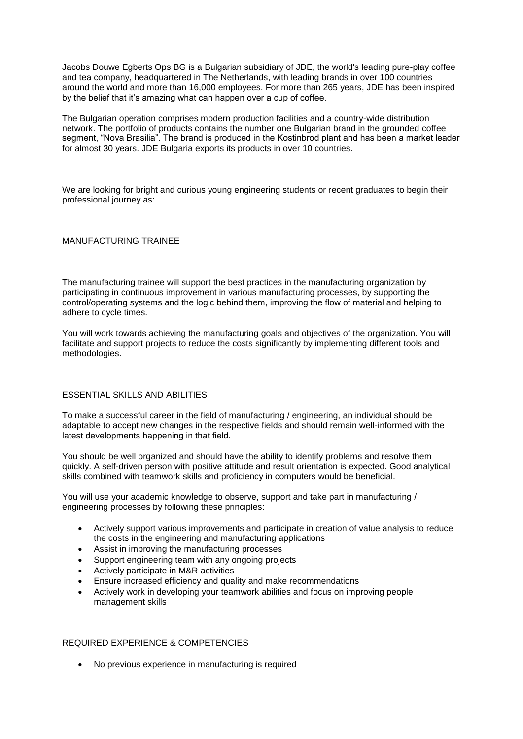Jacobs Douwe Egberts Ops BG is a Bulgarian subsidiary of JDE, the world's leading pure-play coffee and tea company, headquartered in The Netherlands, with leading brands in over 100 countries around the world and more than 16,000 employees. For more than 265 years, JDE has been inspired by the belief that it's amazing what can happen over a cup of coffee.

The Bulgarian operation comprises modern production facilities and a country-wide distribution network. The portfolio of products contains the number one Bulgarian brand in the grounded coffee segment, "Nova Brasilia". The brand is produced in the Kostinbrod plant and has been a market leader for almost 30 years. JDE Bulgaria exports its products in over 10 countries.

We are looking for bright and curious young engineering students or recent graduates to begin their professional journey as:

## MANUFACTURING TRAINEE

The manufacturing trainee will support the best practices in the manufacturing organization by participating in continuous improvement in various manufacturing processes, by supporting the control/operating systems and the logic behind them, improving the flow of material and helping to adhere to cycle times.

You will work towards achieving the manufacturing goals and objectives of the organization. You will facilitate and support projects to reduce the costs significantly by implementing different tools and methodologies.

## ESSENTIAL SKILLS AND ABILITIES

To make a successful career in the field of manufacturing / engineering, an individual should be adaptable to accept new changes in the respective fields and should remain well-informed with the latest developments happening in that field.

You should be well organized and should have the ability to identify problems and resolve them quickly. A self-driven person with positive attitude and result orientation is expected. Good analytical skills combined with teamwork skills and proficiency in computers would be beneficial.

You will use your academic knowledge to observe, support and take part in manufacturing / engineering processes by following these principles:

- Actively support various improvements and participate in creation of value analysis to reduce the costs in the engineering and manufacturing applications
- Assist in improving the manufacturing processes
- Support engineering team with any ongoing projects
- Actively participate in M&R activities
- Ensure increased efficiency and quality and make recommendations
- Actively work in developing your teamwork abilities and focus on improving people management skills

## REQUIRED EXPERIENCE & COMPETENCIES

- No previous experience in manufacturing is required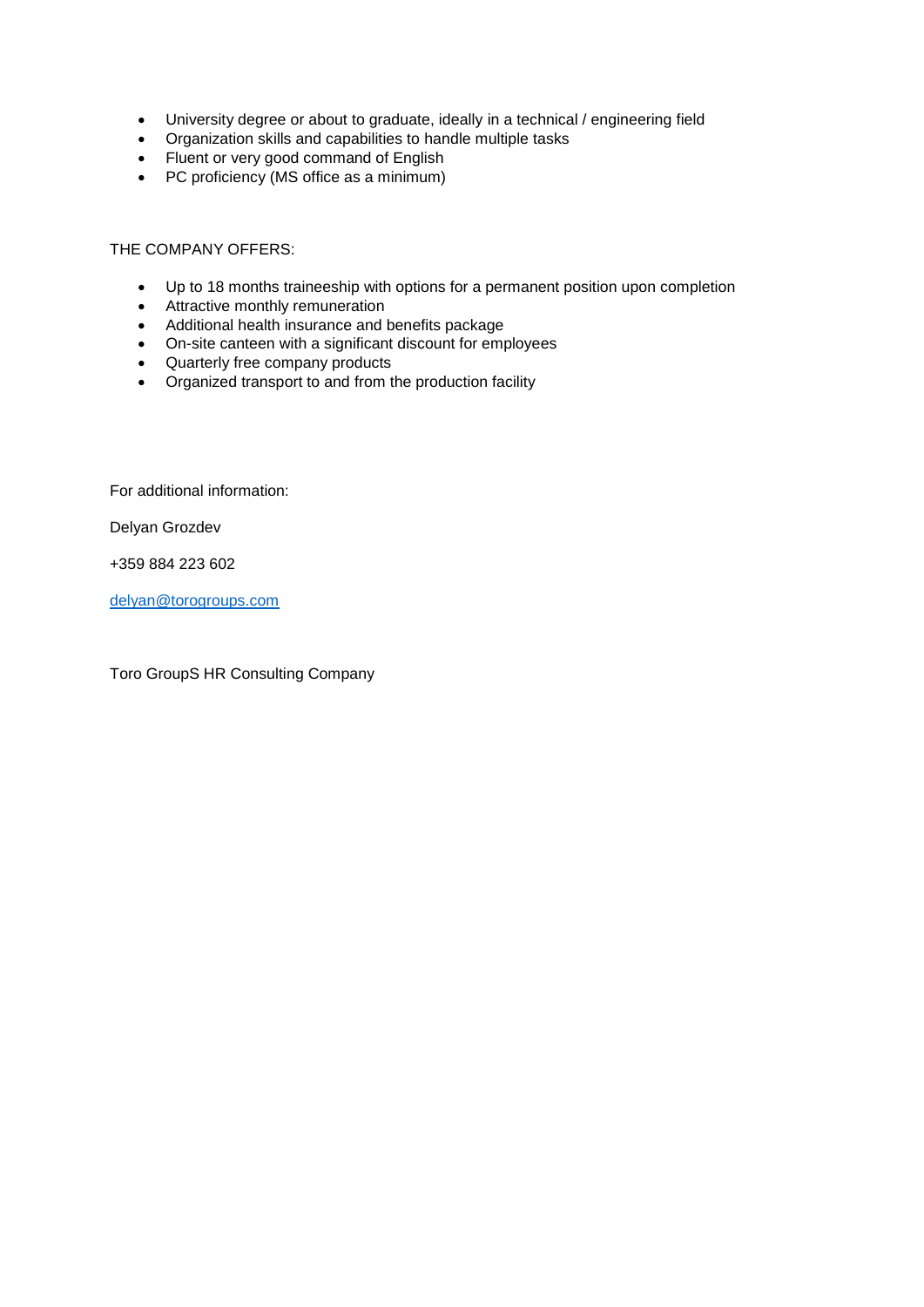- University degree or about to graduate, ideally in a technical / engineering field
- Organization skills and capabilities to handle multiple tasks
- Fluent or very good command of English
- PC proficiency (MS office as a minimum)

THE COMPANY OFFERS:

- Up to 18 months traineeship with options for a permanent position upon completion
- Attractive monthly remuneration
- Additional health insurance and benefits package
- On-site canteen with a significant discount for employees
- Quarterly free company products
- Organized transport to and from the production facility

For additional information:

Delyan Grozdev

+359 884 223 602

[delyan@torogroups.com](mailto:delyan@torogroups.com)

Toro GroupS HR Consulting Company